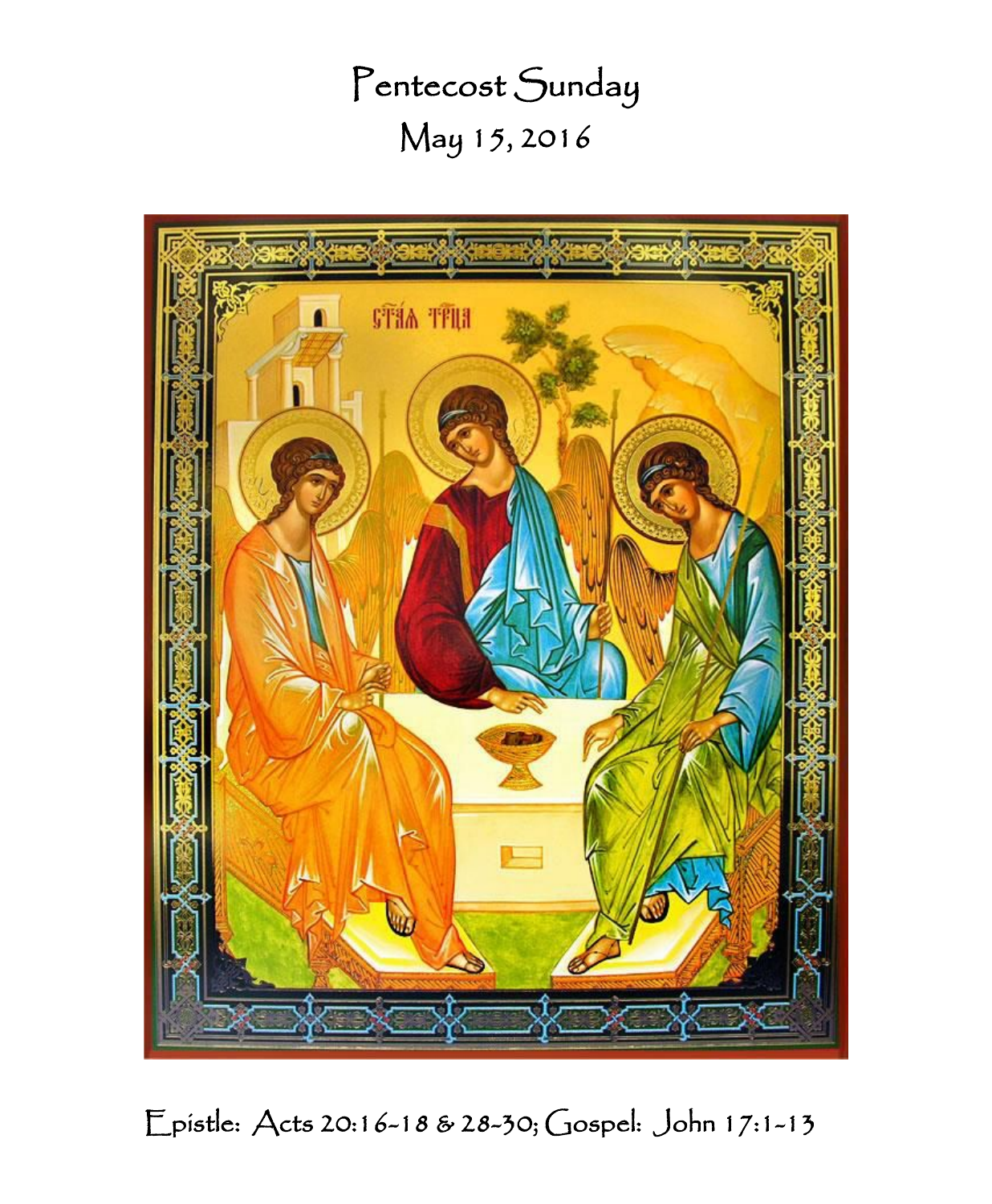# Pentecost Sunday

## May 15, 2016

Epistle: Acts 20:16-18 & 28-30; Gospel: John 17:1-13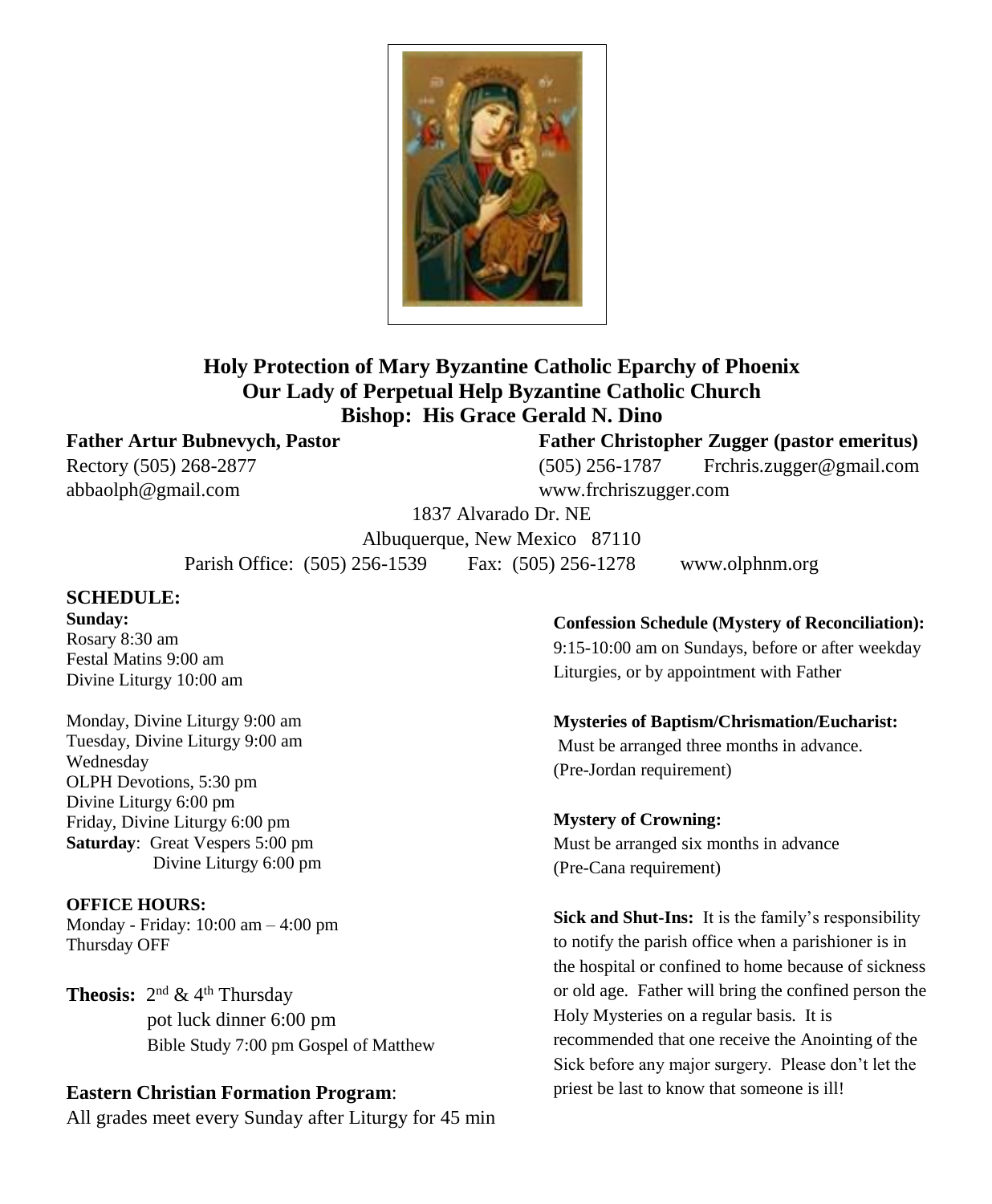# Holy Protection of Mary Byzantine Catholic Eparchy of Phoenix
# Our Lady of Perpetual Help Byzantine Catholic Church
## Bishop: His Grace Gerald N. Dino

**Father Artur Bubnevych, Pastor**
Rectory (505) 268-2877
abbaolph@gmail.com

**Father Christopher Zugger (pastor emeritus)**
(505) 256-1787 Frchris.zugger@gmail.com
www.frchriszugger.com

1837 Alvarado Dr. NE
Albuquerque, New Mexico 87110
Parish Office: (505) 256-1539 Fax: (505) 256-1278 www.olphnm.org

## SCHEDULE:

**Sunday:**
Rosary 8:30 am
Festal Matins 9:00 am
Divine Liturgy 10:00 am

Monday, Divine Liturgy 9:00 am
Tuesday, Divine Liturgy 9:00 am
Wednesday
OLPH Devotions, 5:30 pm
Divine Liturgy 6:00 pm
Friday, Divine Liturgy 6:00 pm
**Saturday**: Great Vespers 5:00 pm
Divine Liturgy 6:00 pm

**OFFICE HOURS:**
Monday - Friday: 10:00 am – 4:00 pm
Thursday OFF

**Theosis:** 2nd & 4th Thursday
pot luck dinner 6:00 pm
Bible Study 7:00 pm Gospel of Matthew

**Eastern Christian Formation Program**:
All grades meet every Sunday after Liturgy for 45 min

**Confession Schedule (Mystery of Reconciliation):**
9:15-10:00 am on Sundays, before or after weekday Liturgies, or by appointment with Father

**Mysteries of Baptism/Chrismation/Eucharist:**
Must be arranged three months in advance. (Pre-Jordan requirement)

**Mystery of Crowning:**
Must be arranged six months in advance (Pre-Cana requirement)

**Sick and Shut-Ins:** It is the family's responsibility to notify the parish office when a parishioner is in the hospital or confined to home because of sickness or old age. Father will bring the confined person the Holy Mysteries on a regular basis. It is recommended that one receive the Anointing of the Sick before any major surgery. Please don't let the priest be last to know that someone is ill!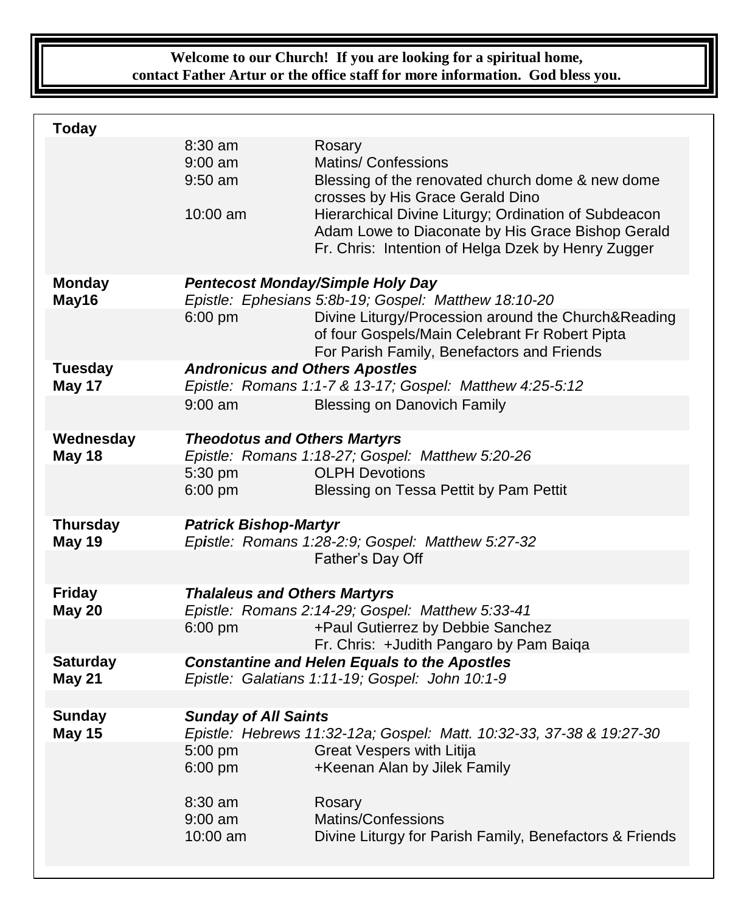**Welcome to our Church! If you are looking for a spiritual home, contact Father Artur or the office staff for more information. God bless you.**

| | | |
|---|---|---|
| **Today** | | |
| | 8:30 am | Rosary |
| | 9:00 am | Matins/ Confessions |
| | 9:50 am | Blessing of the renovated church dome & new dome crosses by His Grace Gerald Dino |
| | 10:00 am | Hierarchical Divine Liturgy; Ordination of Subdeacon Adam Lowe to Diaconate by His Grace Bishop Gerald<br>Fr. Chris: Intention of Helga Dzek by Henry Zugger |
| **Monday May16** | ***Pentecost Monday/Simple Holy Day***<br>*Epistle: Ephesians 5:8b-19; Gospel: Matthew 18:10-20* | |
| | 6:00 pm | Divine Liturgy/Procession around the Church&Reading of four Gospels/Main Celebrant Fr Robert Pipta<br>For Parish Family, Benefactors and Friends |
| **Tuesday May 17** | ***Andronicus and Others Apostles***<br>*Epistle: Romans 1:1-7 & 13-17; Gospel: Matthew 4:25-5:12* | |
| | 9:00 am | Blessing on Danovich Family |
| **Wednesday May 18** | ***Theodotus and Others Martyrs***<br>*Epistle: Romans 1:18-27; Gospel: Matthew 5:20-26* | |
| | 5:30 pm | OLPH Devotions |
| | 6:00 pm | Blessing on Tessa Pettit by Pam Pettit |
| **Thursday May 19** | ***Patrick Bishop-Martyr***<br>*Epistle: Romans 1:28-2:9; Gospel: Matthew 5:27-32* | |
| | | Father's Day Off |
| **Friday May 20** | ***Thalaleus and Others Martyrs***<br>*Epistle: Romans 2:14-29; Gospel: Matthew 5:33-41* | |
| | 6:00 pm | +Paul Gutierrez by Debbie Sanchez<br>Fr. Chris: +Judith Pangaro by Pam Baiqa |
| **Saturday May 21** | ***Constantine and Helen Equals to the Apostles***<br>*Epistle: Galatians 1:11-19; Gospel: John 10:1-9* | |
| **Sunday May 15** | ***Sunday of All Saints***<br>*Epistle: Hebrews 11:32-12a; Gospel: Matt. 10:32-33, 37-38 & 19:27-30* | |
| | 5:00 pm | Great Vespers with Litija |
| | 6:00 pm | +Keenan Alan by Jilek Family |
| | 8:30 am | Rosary |
| | 9:00 am | Matins/Confessions |
| | 10:00 am | Divine Liturgy for Parish Family, Benefactors & Friends |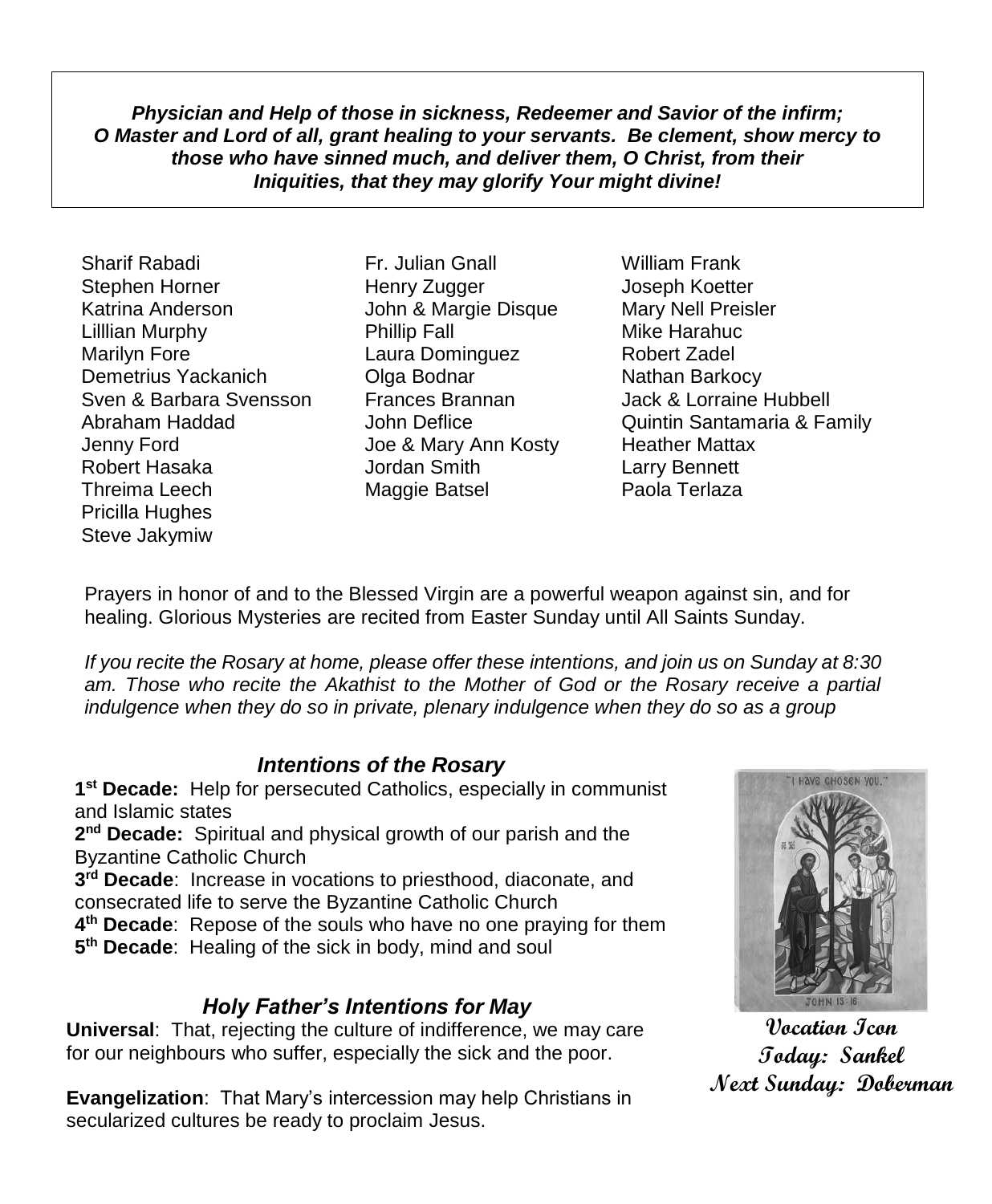***Physician and Help of those in sickness, Redeemer and Savior of the infirm; O Master and Lord of all, grant healing to your servants. Be clement, show mercy to those who have sinned much, and deliver them, O Christ, from their Iniquities, that they may glorify Your might divine!***

Sharif Rabadi
Stephen Horner
Katrina Anderson
Lilllian Murphy
Marilyn Fore
Demetrius Yackanich
Sven & Barbara Svensson
Abraham Haddad
Jenny Ford
Robert Hasaka
Threima Leech
Pricilla Hughes
Steve Jakymiw
Fr. Julian Gnall
Henry Zugger
John & Margie Disque
Phillip Fall
Laura Dominguez
Olga Bodnar
Frances Brannan
John Deflice
Joe & Mary Ann Kosty
Jordan Smith
Maggie Batsel
William Frank
Joseph Koetter
Mary Nell Preisler
Mike Harahuc
Robert Zadel
Nathan Barkocy
Jack & Lorraine Hubbell
Quintin Santamaria & Family
Heather Mattax
Larry Bennett
Paola Terlaza

Prayers in honor of and to the Blessed Virgin are a powerful weapon against sin, and for healing. Glorious Mysteries are recited from Easter Sunday until All Saints Sunday.

*If you recite the Rosary at home, please offer these intentions, and join us on Sunday at 8:30 am. Those who recite the Akathist to the Mother of God or the Rosary receive a partial indulgence when they do so in private, plenary indulgence when they do so as a group*

### *Intentions of the Rosary*

**1st Decade:** Help for persecuted Catholics, especially in communist and Islamic states
**2nd Decade:** Spiritual and physical growth of our parish and the Byzantine Catholic Church
**3rd Decade**: Increase in vocations to priesthood, diaconate, and consecrated life to serve the Byzantine Catholic Church
**4th Decade**: Repose of the souls who have no one praying for them
**5th Decade**: Healing of the sick in body, mind and soul

### *Holy Father's Intentions for May*

**Universal**: That, rejecting the culture of indifference, we may care for our neighbours who suffer, especially the sick and the poor.

**Evangelization**: That Mary's intercession may help Christians in secularized cultures be ready to proclaim Jesus.

"I have chosen you."
JOHN 13:18

**Vocation Icon**
**Today: Sankel**
**Next Sunday: Doberman**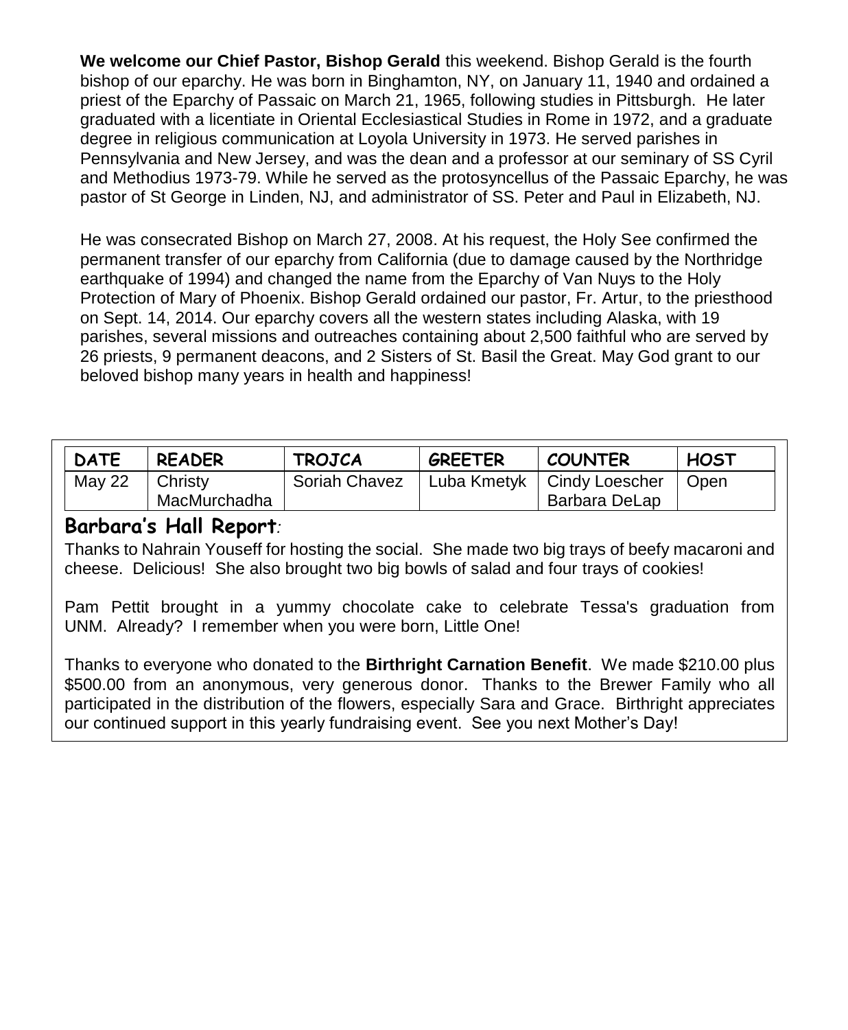**We welcome our Chief Pastor, Bishop Gerald** this weekend. Bishop Gerald is the fourth bishop of our eparchy. He was born in Binghamton, NY, on January 11, 1940 and ordained a priest of the Eparchy of Passaic on March 21, 1965, following studies in Pittsburgh. He later graduated with a licentiate in Oriental Ecclesiastical Studies in Rome in 1972, and a graduate degree in religious communication at Loyola University in 1973. He served parishes in Pennsylvania and New Jersey, and was the dean and a professor at our seminary of SS Cyril and Methodius 1973-79. While he served as the protosyncellus of the Passaic Eparchy, he was pastor of St George in Linden, NJ, and administrator of SS. Peter and Paul in Elizabeth, NJ.

He was consecrated Bishop on March 27, 2008. At his request, the Holy See confirmed the permanent transfer of our eparchy from California (due to damage caused by the Northridge earthquake of 1994) and changed the name from the Eparchy of Van Nuys to the Holy Protection of Mary of Phoenix. Bishop Gerald ordained our pastor, Fr. Artur, to the priesthood on Sept. 14, 2014. Our eparchy covers all the western states including Alaska, with 19 parishes, several missions and outreaches containing about 2,500 faithful who are served by 26 priests, 9 permanent deacons, and 2 Sisters of St. Basil the Great. May God grant to our beloved bishop many years in health and happiness!

| DATE | READER | TROJCA | GREETER | COUNTER | HOST |
|---|---|---|---|---|---|
| May 22 | Christy MacMurchadha | Soriah Chavez | Luba Kmetyk | Cindy Loescher Barbara DeLap | Open |

## Barbara's Hall Report*:*

Thanks to Nahrain Youseff for hosting the social. She made two big trays of beefy macaroni and cheese. Delicious! She also brought two big bowls of salad and four trays of cookies!

Pam Pettit brought in a yummy chocolate cake to celebrate Tessa's graduation from UNM. Already? I remember when you were born, Little One!

Thanks to everyone who donated to the **Birthright Carnation Benefit**. We made $210.00 plus $500.00 from an anonymous, very generous donor. Thanks to the Brewer Family who all participated in the distribution of the flowers, especially Sara and Grace. Birthright appreciates our continued support in this yearly fundraising event. See you next Mother's Day!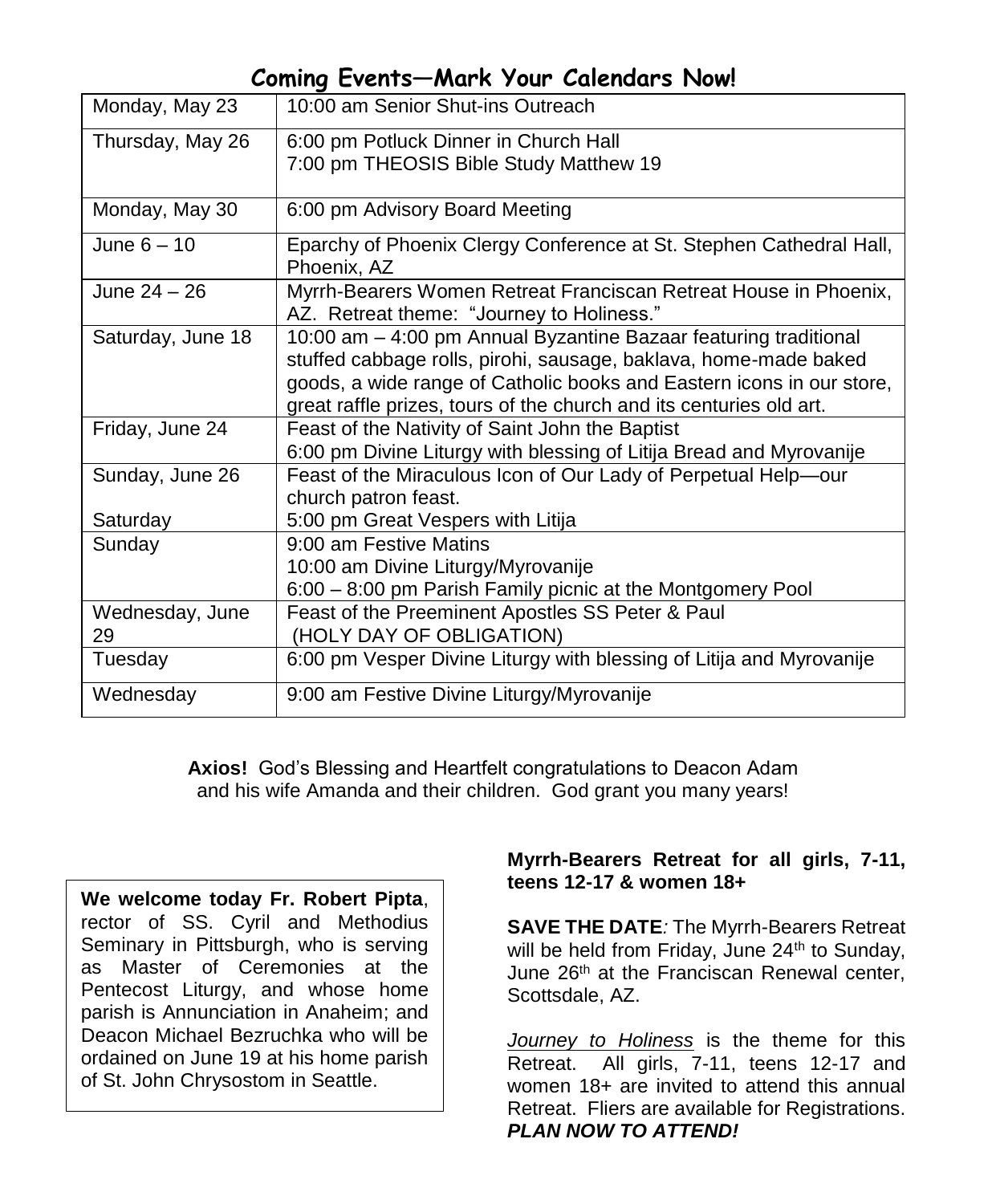## Coming Events—Mark Your Calendars Now!

| | |
|---|---|
| Monday, May 23 | 10:00 am Senior Shut-ins Outreach |
| Thursday, May 26 | 6:00 pm Potluck Dinner in Church Hall<br>7:00 pm THEOSIS Bible Study Matthew 19 |
| Monday, May 30 | 6:00 pm Advisory Board Meeting |
| June 6 – 10 | Eparchy of Phoenix Clergy Conference at St. Stephen Cathedral Hall, Phoenix, AZ |
| June 24 – 26 | Myrrh-Bearers Women Retreat Franciscan Retreat House in Phoenix, AZ. Retreat theme: "Journey to Holiness." |
| Saturday, June 18 | 10:00 am – 4:00 pm Annual Byzantine Bazaar featuring traditional stuffed cabbage rolls, pirohi, sausage, baklava, home-made baked goods, a wide range of Catholic books and Eastern icons in our store, great raffle prizes, tours of the church and its centuries old art. |
| Friday, June 24 | Feast of the Nativity of Saint John the Baptist<br>6:00 pm Divine Liturgy with blessing of Litija Bread and Myrovanije |
| Sunday, June 26<br><br>Saturday | Feast of the Miraculous Icon of Our Lady of Perpetual Help—our church patron feast.<br>5:00 pm Great Vespers with Litija |
| Sunday | 9:00 am Festive Matins<br>10:00 am Divine Liturgy/Myrovanije<br>6:00 – 8:00 pm Parish Family picnic at the Montgomery Pool |
| Wednesday, June 29 | Feast of the Preeminent Apostles SS Peter & Paul<br>(HOLY DAY OF OBLIGATION) |
| Tuesday | 6:00 pm Vesper Divine Liturgy with blessing of Litija and Myrovanije |
| Wednesday | 9:00 am Festive Divine Liturgy/Myrovanije |

**Axios!** God's Blessing and Heartfelt congratulations to Deacon Adam and his wife Amanda and their children. God grant you many years!

**We welcome today Fr. Robert Pipta**, rector of SS. Cyril and Methodius Seminary in Pittsburgh, who is serving as Master of Ceremonies at the Pentecost Liturgy, and whose home parish is Annunciation in Anaheim; and Deacon Michael Bezruchka who will be ordained on June 19 at his home parish of St. John Chrysostom in Seattle.

**Myrrh-Bearers Retreat for all girls, 7-11, teens 12-17 & women 18+**

**SAVE THE DATE***:* The Myrrh-Bearers Retreat will be held from Friday, June 24th to Sunday, June 26th at the Franciscan Renewal center, Scottsdale, AZ.

*Journey to Holiness* is the theme for this Retreat. All girls, 7-11, teens 12-17 and women 18+ are invited to attend this annual Retreat. Fliers are available for Registrations. ***PLAN NOW TO ATTEND!***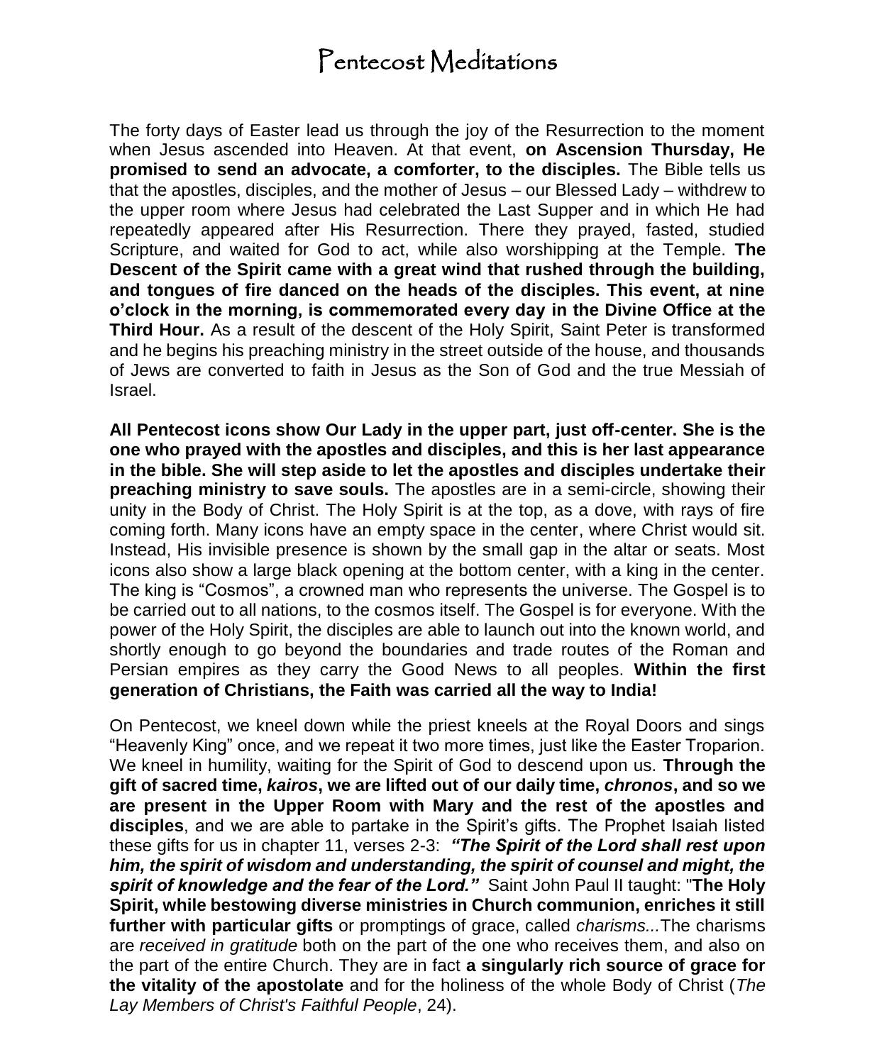# Pentecost Meditations

The forty days of Easter lead us through the joy of the Resurrection to the moment when Jesus ascended into Heaven. At that event, **on Ascension Thursday, He promised to send an advocate, a comforter, to the disciples.** The Bible tells us that the apostles, disciples, and the mother of Jesus – our Blessed Lady – withdrew to the upper room where Jesus had celebrated the Last Supper and in which He had repeatedly appeared after His Resurrection. There they prayed, fasted, studied Scripture, and waited for God to act, while also worshipping at the Temple. **The Descent of the Spirit came with a great wind that rushed through the building, and tongues of fire danced on the heads of the disciples. This event, at nine o'clock in the morning, is commemorated every day in the Divine Office at the Third Hour.** As a result of the descent of the Holy Spirit, Saint Peter is transformed and he begins his preaching ministry in the street outside of the house, and thousands of Jews are converted to faith in Jesus as the Son of God and the true Messiah of Israel.

**All Pentecost icons show Our Lady in the upper part, just off-center. She is the one who prayed with the apostles and disciples, and this is her last appearance in the bible. She will step aside to let the apostles and disciples undertake their preaching ministry to save souls.** The apostles are in a semi-circle, showing their unity in the Body of Christ. The Holy Spirit is at the top, as a dove, with rays of fire coming forth. Many icons have an empty space in the center, where Christ would sit. Instead, His invisible presence is shown by the small gap in the altar or seats. Most icons also show a large black opening at the bottom center, with a king in the center. The king is "Cosmos", a crowned man who represents the universe. The Gospel is to be carried out to all nations, to the cosmos itself. The Gospel is for everyone. With the power of the Holy Spirit, the disciples are able to launch out into the known world, and shortly enough to go beyond the boundaries and trade routes of the Roman and Persian empires as they carry the Good News to all peoples. **Within the first generation of Christians, the Faith was carried all the way to India!**

On Pentecost, we kneel down while the priest kneels at the Royal Doors and sings "Heavenly King" once, and we repeat it two more times, just like the Easter Troparion. We kneel in humility, waiting for the Spirit of God to descend upon us. **Through the gift of sacred time, *kairos*, we are lifted out of our daily time, *chronos*, and so we are present in the Upper Room with Mary and the rest of the apostles and disciples**, and we are able to partake in the Spirit's gifts. The Prophet Isaiah listed these gifts for us in chapter 11, verses 2-3: ***"The Spirit of the Lord shall rest upon him, the spirit of wisdom and understanding, the spirit of counsel and might, the spirit of knowledge and the fear of the Lord."*** Saint John Paul II taught: "**The Holy Spirit, while bestowing diverse ministries in Church communion, enriches it still further with particular gifts** or promptings of grace, called *charisms...*The charisms are *received in gratitude* both on the part of the one who receives them, and also on the part of the entire Church. They are in fact **a singularly rich source of grace for the vitality of the apostolate** and for the holiness of the whole Body of Christ (*The Lay Members of Christ's Faithful People*, 24).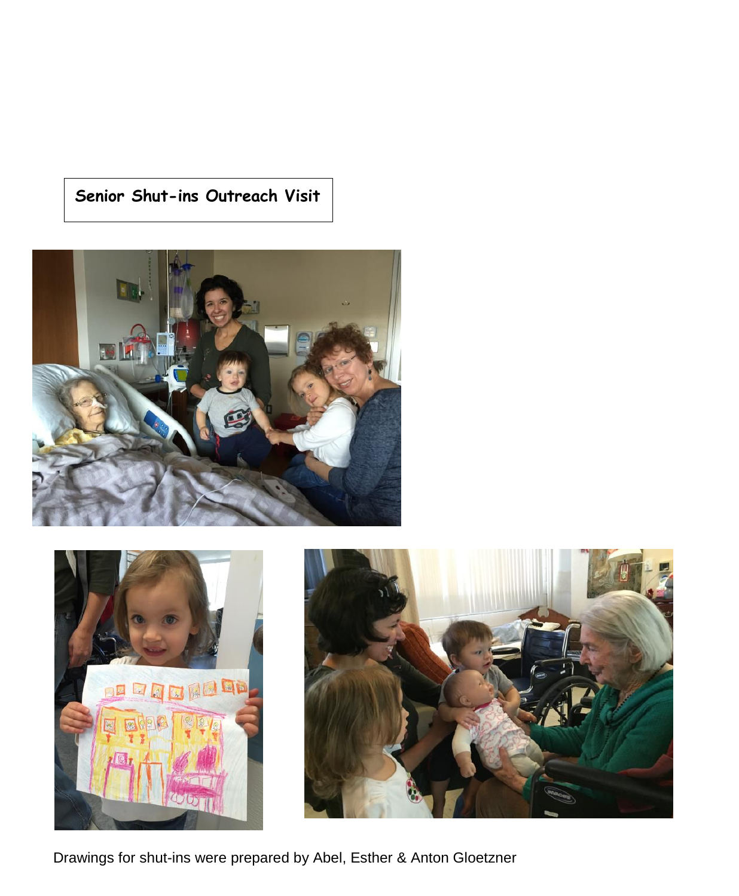**Senior Shut-ins Outreach Visit**

Drawings for shut-ins were prepared by Abel, Esther & Anton Gloetzner